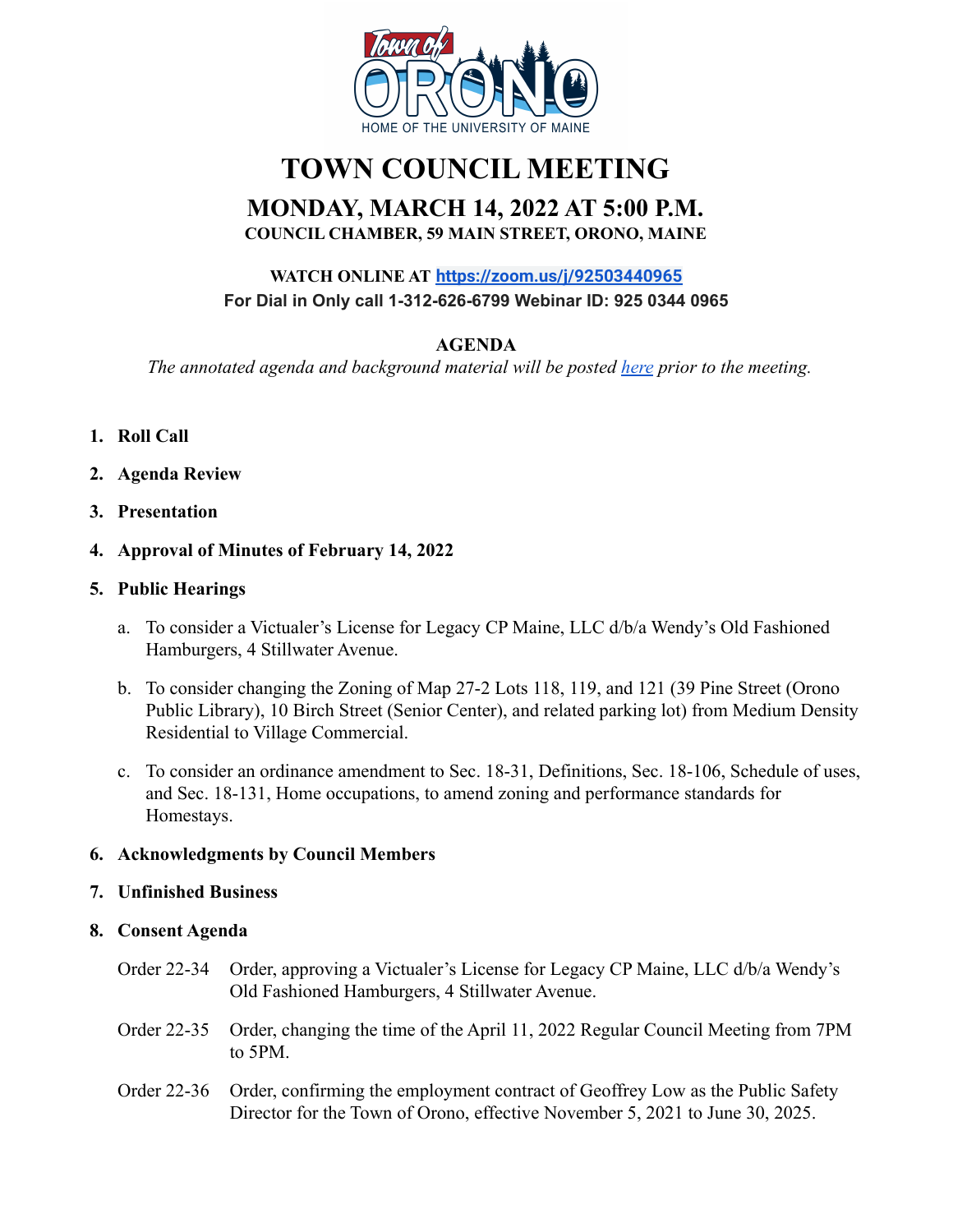# TOWN COUNCIL MEETING

## MONDAY, MARCH 14, 2022 AT 5:00 P.M.

**COUNCIL CHAMBER, 59 MAIN STREET, ORONO, MAINE**

**WATCH ONLINE AT [https://zoom.us/j/92503440965](https://zoom.us/j/92503440965)**

**For Dial in Only call 1-312-626-6799 Webinar ID: 925 0344 0965**

**AGENDA**

*The annotated agenda and background material will be posted here prior to the meeting.*

1. **Roll Call**
2. **Agenda Review**
3. **Presentation**
4. **Approval of Minutes of February 14, 2022**
5. **Public Hearings**
   a. To consider a Victualer's License for Legacy CP Maine, LLC d/b/a Wendy's Old Fashioned Hamburgers, 4 Stillwater Avenue.

   b. To consider changing the Zoning of Map 27-2 Lots 118, 119, and 121 (39 Pine Street (Orono Public Library), 10 Birch Street (Senior Center), and related parking lot) from Medium Density Residential to Village Commercial.

   c. To consider an ordinance amendment to Sec. 18-31, Definitions, Sec. 18-106, Schedule of uses, and Sec. 18-131, Home occupations, to amend zoning and performance standards for Homestays.
6. **Acknowledgments by Council Members**
7. **Unfinished Business**
8. **Consent Agenda**

   Order 22-34 Order, approving a Victualer's License for Legacy CP Maine, LLC d/b/a Wendy's Old Fashioned Hamburgers, 4 Stillwater Avenue.

   Order 22-35 Order, changing the time of the April 11, 2022 Regular Council Meeting from 7PM to 5PM.

   Order 22-36 Order, confirming the employment contract of Geoffrey Low as the Public Safety Director for the Town of Orono, effective November 5, 2021 to June 30, 2025.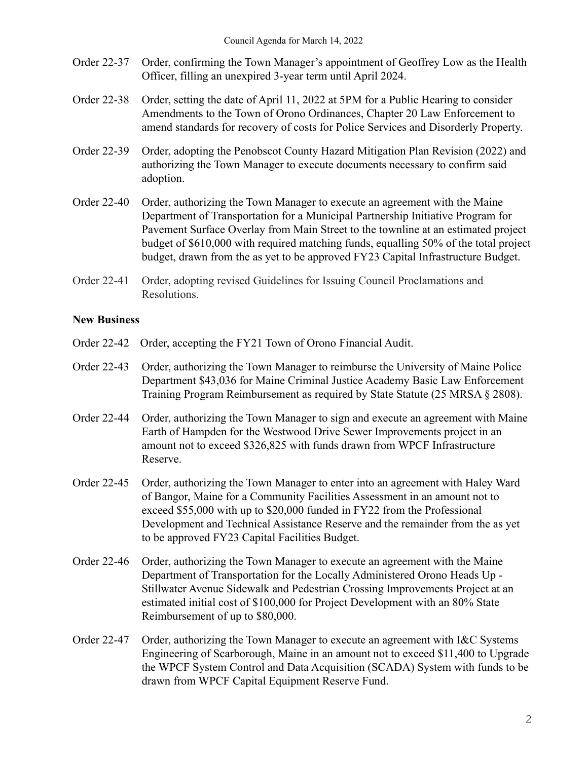Order 22-37 Order, confirming the Town Manager's appointment of Geoffrey Low as the Health Officer, filling an unexpired 3-year term until April 2024.

Order 22-38 Order, setting the date of April 11, 2022 at 5PM for a Public Hearing to consider Amendments to the Town of Orono Ordinances, Chapter 20 Law Enforcement to amend standards for recovery of costs for Police Services and Disorderly Property.

Order 22-39 Order, adopting the Penobscot County Hazard Mitigation Plan Revision (2022) and authorizing the Town Manager to execute documents necessary to confirm said adoption.

Order 22-40 Order, authorizing the Town Manager to execute an agreement with the Maine Department of Transportation for a Municipal Partnership Initiative Program for Pavement Surface Overlay from Main Street to the townline at an estimated project budget of $610,000 with required matching funds, equalling 50% of the total project budget, drawn from the as yet to be approved FY23 Capital Infrastructure Budget.

Order 22-41 Order, adopting revised Guidelines for Issuing Council Proclamations and Resolutions.

**New Business**

Order 22-42 Order, accepting the FY21 Town of Orono Financial Audit.

Order 22-43 Order, authorizing the Town Manager to reimburse the University of Maine Police Department $43,036 for Maine Criminal Justice Academy Basic Law Enforcement Training Program Reimbursement as required by State Statute (25 MRSA § 2808).

Order 22-44 Order, authorizing the Town Manager to sign and execute an agreement with Maine Earth of Hampden for the Westwood Drive Sewer Improvements project in an amount not to exceed $326,825 with funds drawn from WPCF Infrastructure Reserve.

Order 22-45 Order, authorizing the Town Manager to enter into an agreement with Haley Ward of Bangor, Maine for a Community Facilities Assessment in an amount not to exceed $55,000 with up to $20,000 funded in FY22 from the Professional Development and Technical Assistance Reserve and the remainder from the as yet to be approved FY23 Capital Facilities Budget.

Order 22-46 Order, authorizing the Town Manager to execute an agreement with the Maine Department of Transportation for the Locally Administered Orono Heads Up - Stillwater Avenue Sidewalk and Pedestrian Crossing Improvements Project at an estimated initial cost of $100,000 for Project Development with an 80% State Reimbursement of up to $80,000.

Order 22-47 Order, authorizing the Town Manager to execute an agreement with I&C Systems Engineering of Scarborough, Maine in an amount not to exceed $11,400 to Upgrade the WPCF System Control and Data Acquisition (SCADA) System with funds to be drawn from WPCF Capital Equipment Reserve Fund.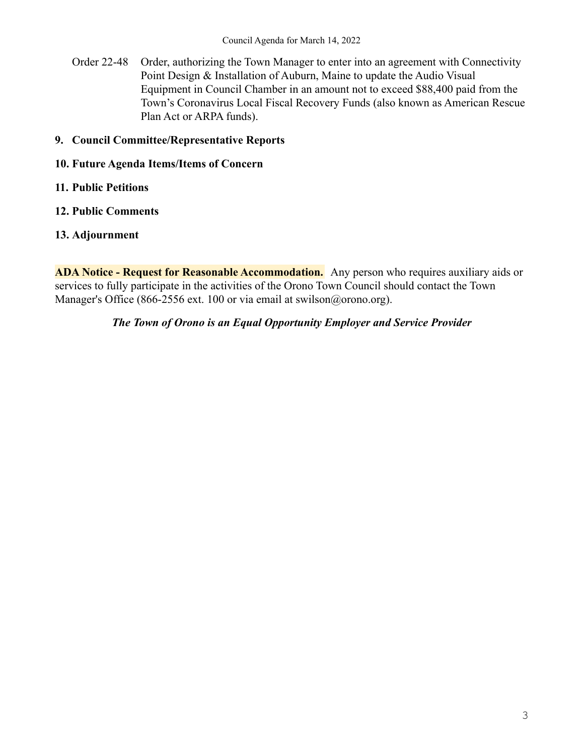Order 22-48 Order, authorizing the Town Manager to enter into an agreement with Connectivity Point Design & Installation of Auburn, Maine to update the Audio Visual Equipment in Council Chamber in an amount not to exceed $88,400 paid from the Town's Coronavirus Local Fiscal Recovery Funds (also known as American Rescue Plan Act or ARPA funds).

**9. Council Committee/Representative Reports**

**10. Future Agenda Items/Items of Concern**

**11. Public Petitions**

**12. Public Comments**

**13. Adjournment**

**ADA Notice - Request for Reasonable Accommodation.** Any person who requires auxiliary aids or services to fully participate in the activities of the Orono Town Council should contact the Town Manager's Office (866-2556 ext. 100 or via email at swilson@orono.org).

***The Town of Orono is an Equal Opportunity Employer and Service Provider***